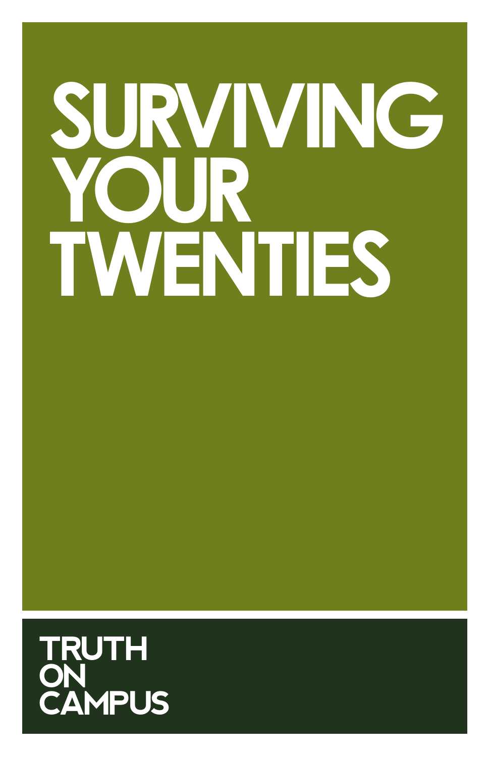# SURVIVING YOUR TWENTIES

TRUTH ON CAMPUS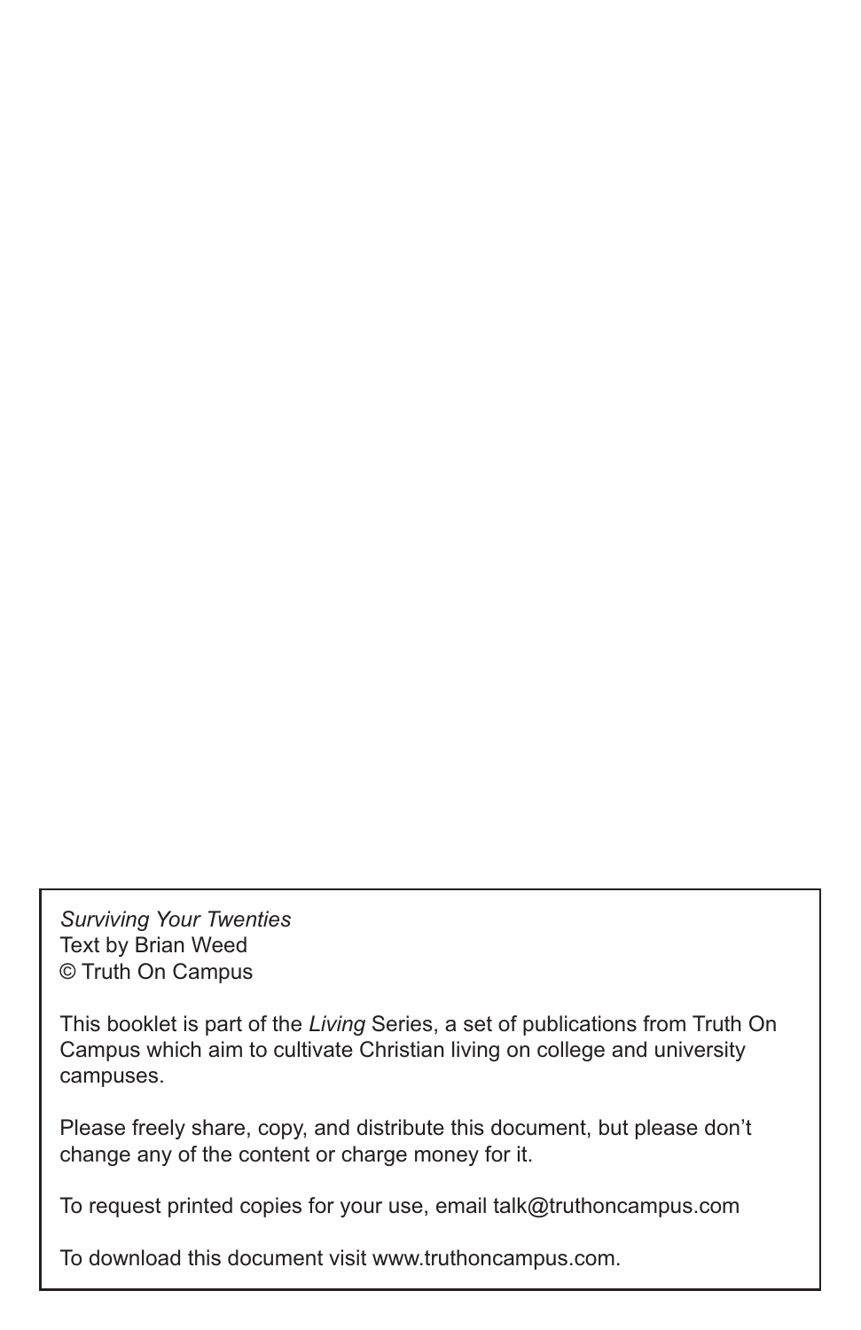*Surviving Your Twenties*
Text by Brian Weed
© Truth On Campus

This booklet is part of the *Living* Series, a set of publications from Truth On Campus which aim to cultivate Christian living on college and university campuses.

Please freely share, copy, and distribute this document, but please don't change any of the content or charge money for it.

To request printed copies for your use, email talk@truthoncampus.com

To download this document visit www.truthoncampus.com.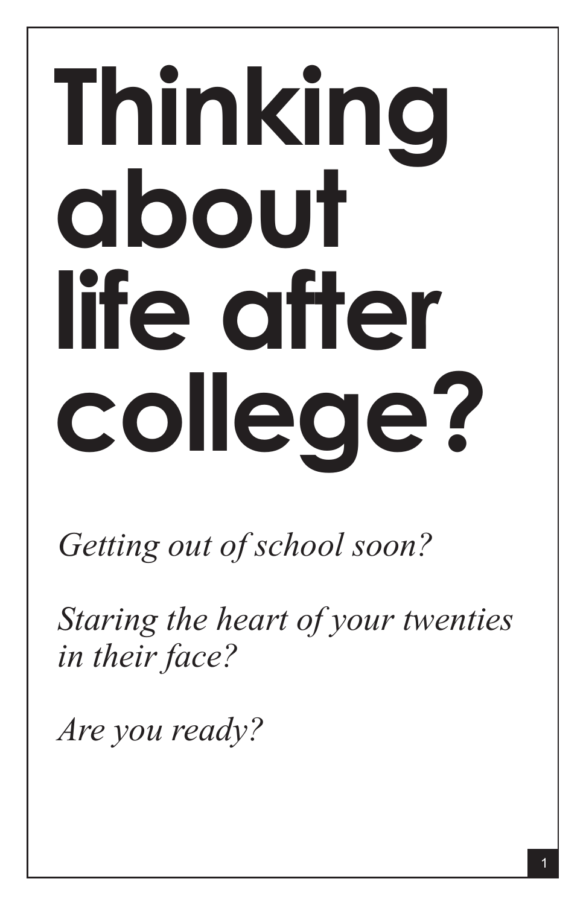# Thinking about life after college?

*Getting out of school soon?*

*Staring the heart of your twenties in their face?*

*Are you ready?*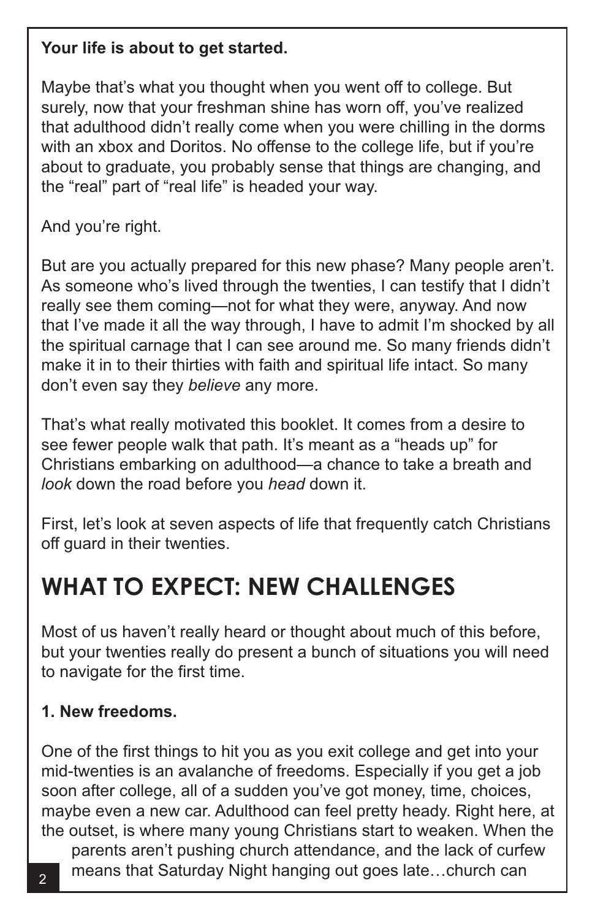**Your life is about to get started.**

Maybe that's what you thought when you went off to college. But surely, now that your freshman shine has worn off, you've realized that adulthood didn't really come when you were chilling in the dorms with an xbox and Doritos. No offense to the college life, but if you're about to graduate, you probably sense that things are changing, and the "real" part of "real life" is headed your way.

And you're right.

But are you actually prepared for this new phase? Many people aren't. As someone who's lived through the twenties, I can testify that I didn't really see them coming—not for what they were, anyway. And now that I've made it all the way through, I have to admit I'm shocked by all the spiritual carnage that I can see around me. So many friends didn't make it in to their thirties with faith and spiritual life intact. So many don't even say they *believe* any more.

That's what really motivated this booklet. It comes from a desire to see fewer people walk that path. It's meant as a "heads up" for Christians embarking on adulthood—a chance to take a breath and *look* down the road before you *head* down it.

First, let's look at seven aspects of life that frequently catch Christians off guard in their twenties.

## WHAT TO EXPECT: NEW CHALLENGES

Most of us haven't really heard or thought about much of this before, but your twenties really do present a bunch of situations you will need to navigate for the first time.

**1. New freedoms.**

One of the first things to hit you as you exit college and get into your mid-twenties is an avalanche of freedoms. Especially if you get a job soon after college, all of a sudden you've got money, time, choices, maybe even a new car. Adulthood can feel pretty heady. Right here, at the outset, is where many young Christians start to weaken. When the parents aren't pushing church attendance, and the lack of curfew means that Saturday Night hanging out goes late…church can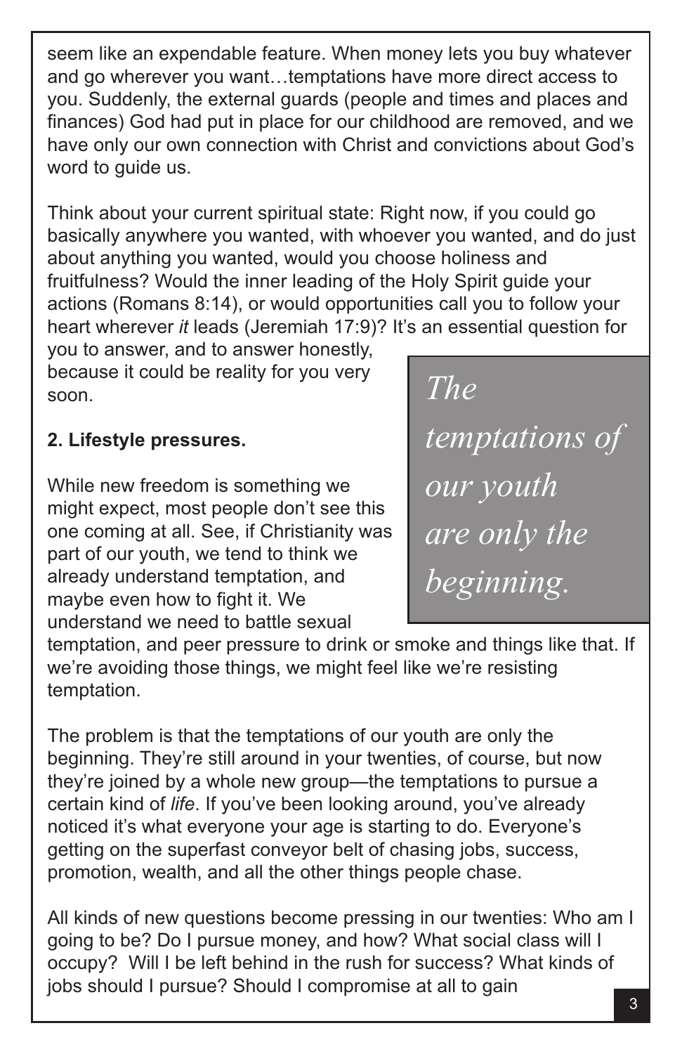seem like an expendable feature. When money lets you buy whatever and go wherever you want…temptations have more direct access to you. Suddenly, the external guards (people and times and places and finances) God had put in place for our childhood are removed, and we have only our own connection with Christ and convictions about God's word to guide us.

Think about your current spiritual state: Right now, if you could go basically anywhere you wanted, with whoever you wanted, and do just about anything you wanted, would you choose holiness and fruitfulness? Would the inner leading of the Holy Spirit guide your actions (Romans 8:14), or would opportunities call you to follow your heart wherever *it* leads (Jeremiah 17:9)? It's an essential question for you to answer, and to answer honestly, because it could be reality for you very soon.

> *The temptations of our youth are only the beginning.*

**2. Lifestyle pressures.**

While new freedom is something we might expect, most people don't see this one coming at all. See, if Christianity was part of our youth, we tend to think we already understand temptation, and maybe even how to fight it. We understand we need to battle sexual temptation, and peer pressure to drink or smoke and things like that. If we're avoiding those things, we might feel like we're resisting temptation.

The problem is that the temptations of our youth are only the beginning. They're still around in your twenties, of course, but now they're joined by a whole new group—the temptations to pursue a certain kind of *life*. If you've been looking around, you've already noticed it's what everyone your age is starting to do. Everyone's getting on the superfast conveyor belt of chasing jobs, success, promotion, wealth, and all the other things people chase.

All kinds of new questions become pressing in our twenties: Who am I going to be? Do I pursue money, and how? What social class will I occupy? Will I be left behind in the rush for success? What kinds of jobs should I pursue? Should I compromise at all to gain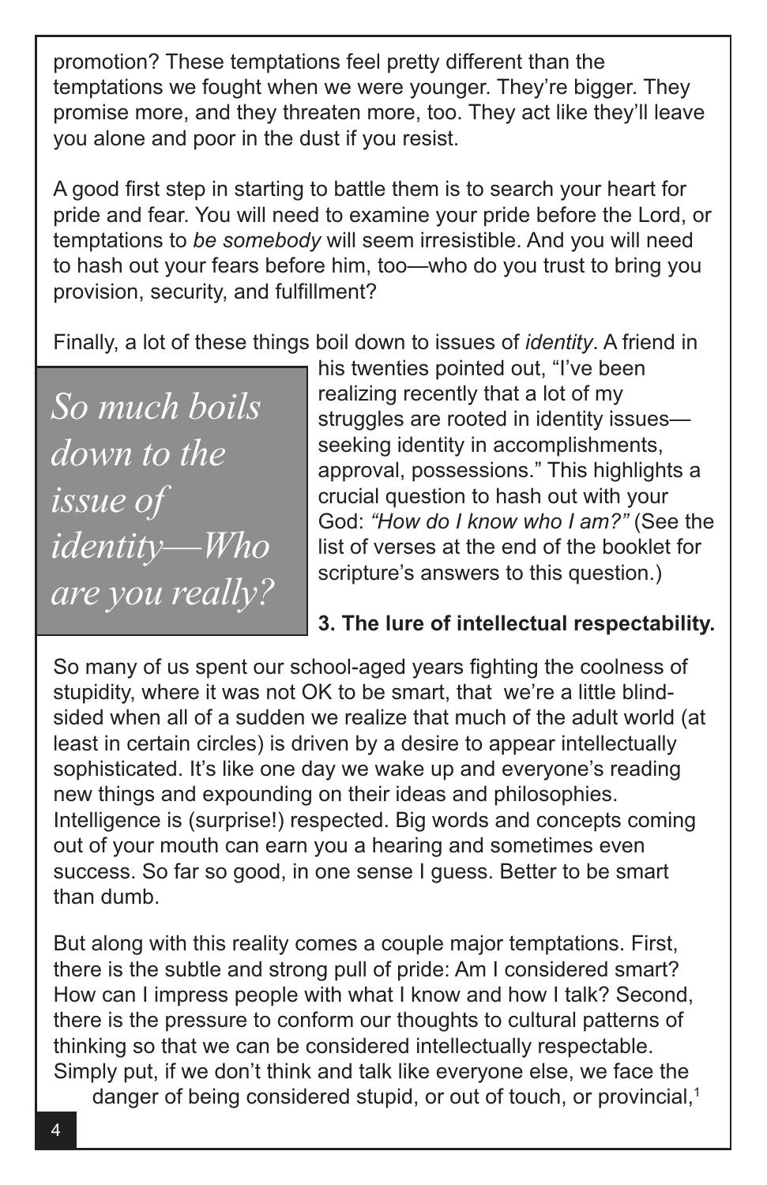promotion? These temptations feel pretty different than the temptations we fought when we were younger. They're bigger. They promise more, and they threaten more, too. They act like they'll leave you alone and poor in the dust if you resist.

A good first step in starting to battle them is to search your heart for pride and fear. You will need to examine your pride before the Lord, or temptations to *be somebody* will seem irresistible. And you will need to hash out your fears before him, too—who do you trust to bring you provision, security, and fulfillment?

Finally, a lot of these things boil down to issues of *identity*. A friend in his twenties pointed out, "I've been realizing recently that a lot of my struggles are rooted in identity issues—seeking identity in accomplishments, approval, possessions." This highlights a crucial question to hash out with your God: *"How do I know who I am?"* (See the list of verses at the end of the booklet for scripture's answers to this question.)

> *So much boils down to the issue of identity—Who are you really?*

**3. The lure of intellectual respectability.**

So many of us spent our school-aged years fighting the coolness of stupidity, where it was not OK to be smart, that we're a little blind-sided when all of a sudden we realize that much of the adult world (at least in certain circles) is driven by a desire to appear intellectually sophisticated. It's like one day we wake up and everyone's reading new things and expounding on their ideas and philosophies. Intelligence is (surprise!) respected. Big words and concepts coming out of your mouth can earn you a hearing and sometimes even success. So far so good, in one sense I guess. Better to be smart than dumb.

But along with this reality comes a couple major temptations. First, there is the subtle and strong pull of pride: Am I considered smart? How can I impress people with what I know and how I talk? Second, there is the pressure to conform our thoughts to cultural patterns of thinking so that we can be considered intellectually respectable. Simply put, if we don't think and talk like everyone else, we face the danger of being considered stupid, or out of touch, or provincial,[1]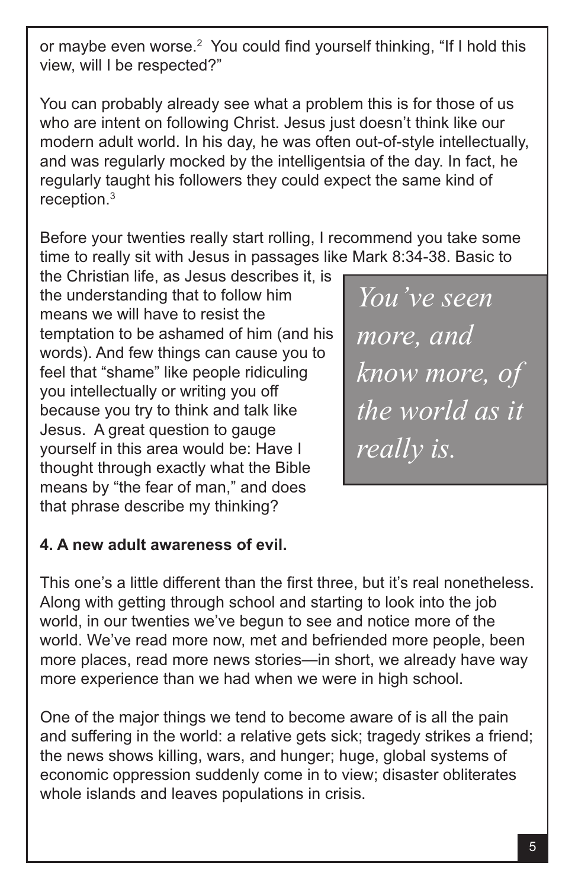or maybe even worse.[2] You could find yourself thinking, "If I hold this view, will I be respected?"

You can probably already see what a problem this is for those of us who are intent on following Christ. Jesus just doesn't think like our modern adult world. In his day, he was often out-of-style intellectually, and was regularly mocked by the intelligentsia of the day. In fact, he regularly taught his followers they could expect the same kind of reception.[3]

Before your twenties really start rolling, I recommend you take some time to really sit with Jesus in passages like Mark 8:34-38. Basic to the Christian life, as Jesus describes it, is the understanding that to follow him means we will have to resist the temptation to be ashamed of him (and his words). And few things can cause you to feel that "shame" like people ridiculing you intellectually or writing you off because you try to think and talk like Jesus. A great question to gauge yourself in this area would be: Have I thought through exactly what the Bible means by "the fear of man," and does that phrase describe my thinking?

> *You've seen more, and know more, of the world as it really is.*

**4. A new adult awareness of evil.**

This one's a little different than the first three, but it's real nonetheless. Along with getting through school and starting to look into the job world, in our twenties we've begun to see and notice more of the world. We've read more now, met and befriended more people, been more places, read more news stories—in short, we already have way more experience than we had when we were in high school.

One of the major things we tend to become aware of is all the pain and suffering in the world: a relative gets sick; tragedy strikes a friend; the news shows killing, wars, and hunger; huge, global systems of economic oppression suddenly come in to view; disaster obliterates whole islands and leaves populations in crisis.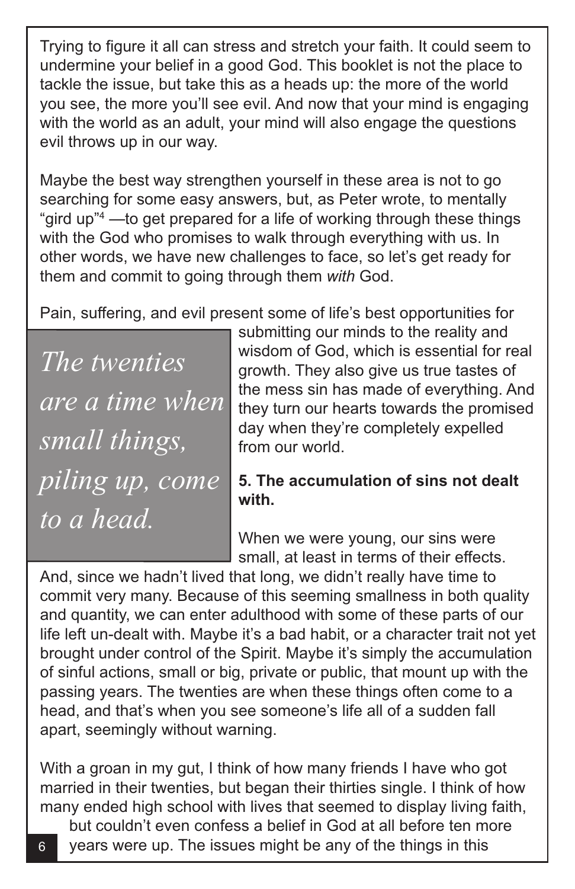Trying to figure it all can stress and stretch your faith. It could seem to undermine your belief in a good God. This booklet is not the place to tackle the issue, but take this as a heads up: the more of the world you see, the more you'll see evil. And now that your mind is engaging with the world as an adult, your mind will also engage the questions evil throws up in our way.

Maybe the best way strengthen yourself in these area is not to go searching for some easy answers, but, as Peter wrote, to mentally "gird up"[4] —to get prepared for a life of working through these things with the God who promises to walk through everything with us. In other words, we have new challenges to face, so let's get ready for them and commit to going through them *with* God.

Pain, suffering, and evil present some of life's best opportunities for submitting our minds to the reality and wisdom of God, which is essential for real growth. They also give us true tastes of the mess sin has made of everything. And they turn our hearts towards the promised day when they're completely expelled from our world.

> *The twenties are a time when small things, piling up, come to a head.*

**5. The accumulation of sins not dealt with.**

When we were young, our sins were small, at least in terms of their effects. And, since we hadn't lived that long, we didn't really have time to commit very many. Because of this seeming smallness in both quality and quantity, we can enter adulthood with some of these parts of our life left un-dealt with. Maybe it's a bad habit, or a character trait not yet brought under control of the Spirit. Maybe it's simply the accumulation of sinful actions, small or big, private or public, that mount up with the passing years. The twenties are when these things often come to a head, and that's when you see someone's life all of a sudden fall apart, seemingly without warning.

With a groan in my gut, I think of how many friends I have who got married in their twenties, but began their thirties single. I think of how many ended high school with lives that seemed to display living faith, but couldn't even confess a belief in God at all before ten more years were up. The issues might be any of the things in this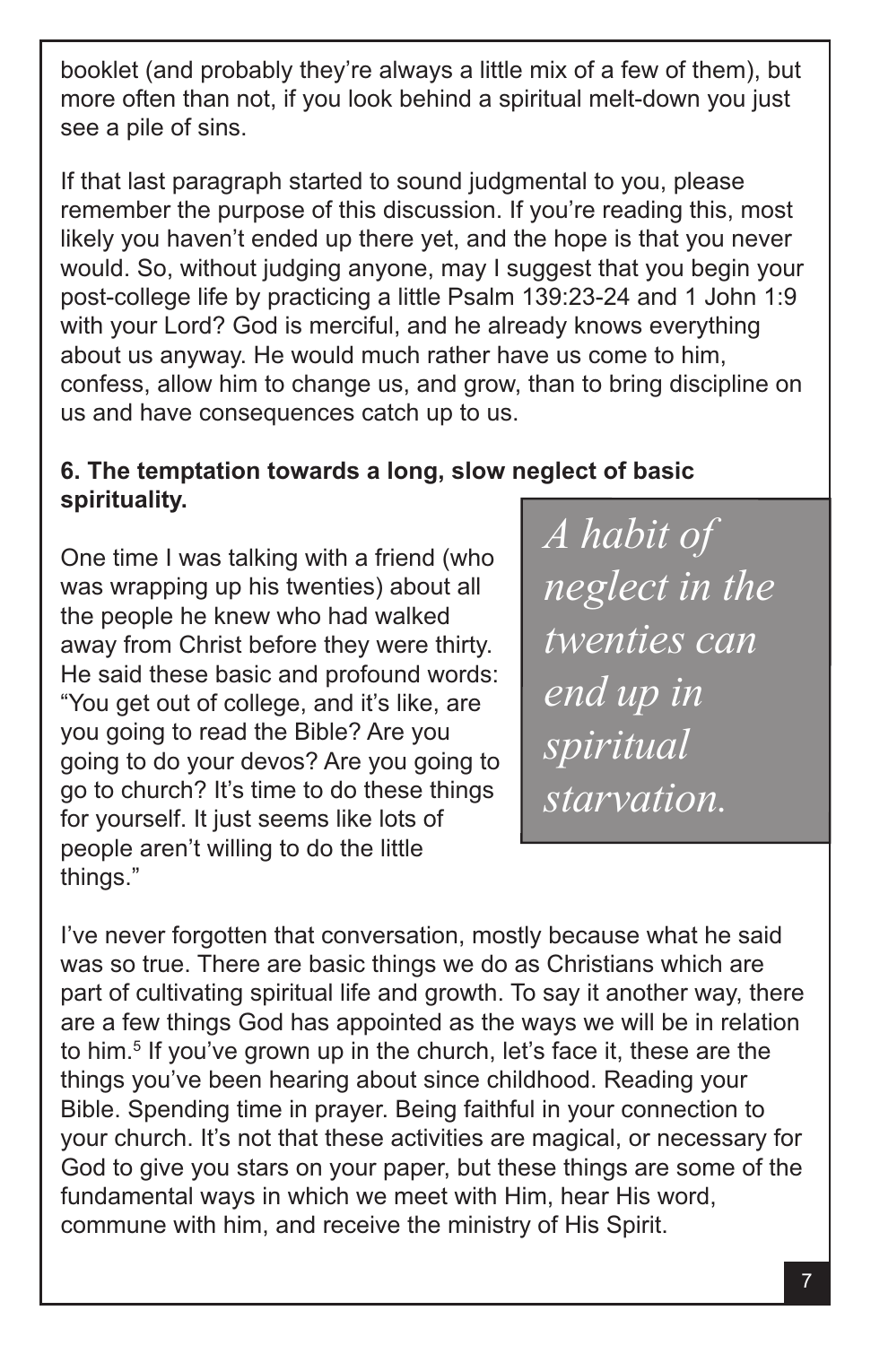booklet (and probably they're always a little mix of a few of them), but more often than not, if you look behind a spiritual melt-down you just see a pile of sins.

If that last paragraph started to sound judgmental to you, please remember the purpose of this discussion. If you're reading this, most likely you haven't ended up there yet, and the hope is that you never would. So, without judging anyone, may I suggest that you begin your post-college life by practicing a little Psalm 139:23-24 and 1 John 1:9 with your Lord? God is merciful, and he already knows everything about us anyway. He would much rather have us come to him, confess, allow him to change us, and grow, than to bring discipline on us and have consequences catch up to us.

**6. The temptation towards a long, slow neglect of basic spirituality.**

> *A habit of neglect in the twenties can end up in spiritual starvation.*

One time I was talking with a friend (who was wrapping up his twenties) about all the people he knew who had walked away from Christ before they were thirty. He said these basic and profound words: "You get out of college, and it's like, are you going to read the Bible? Are you going to do your devos? Are you going to go to church? It's time to do these things for yourself. It just seems like lots of people aren't willing to do the little things."

I've never forgotten that conversation, mostly because what he said was so true. There are basic things we do as Christians which are part of cultivating spiritual life and growth. To say it another way, there are a few things God has appointed as the ways we will be in relation to him.[5] If you've grown up in the church, let's face it, these are the things you've been hearing about since childhood. Reading your Bible. Spending time in prayer. Being faithful in your connection to your church. It's not that these activities are magical, or necessary for God to give you stars on your paper, but these things are some of the fundamental ways in which we meet with Him, hear His word, commune with him, and receive the ministry of His Spirit.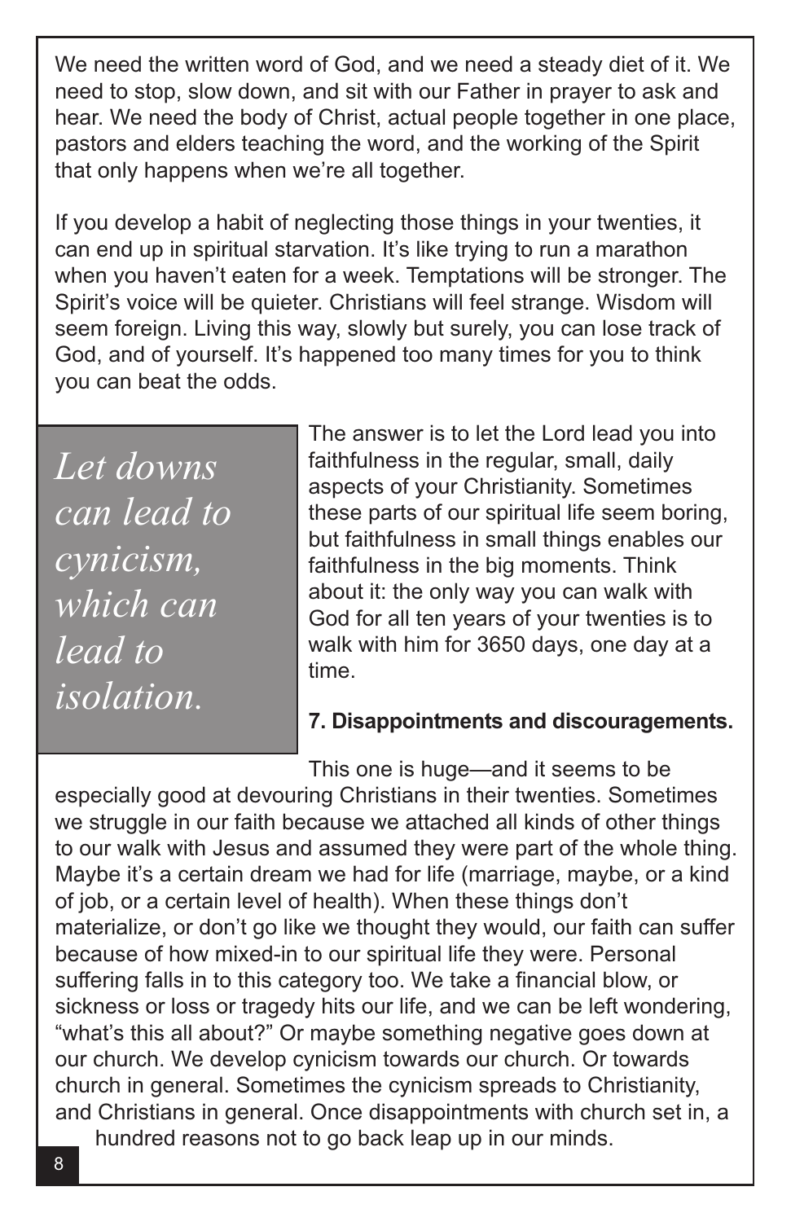We need the written word of God, and we need a steady diet of it. We need to stop, slow down, and sit with our Father in prayer to ask and hear. We need the body of Christ, actual people together in one place, pastors and elders teaching the word, and the working of the Spirit that only happens when we're all together.

If you develop a habit of neglecting those things in your twenties, it can end up in spiritual starvation. It's like trying to run a marathon when you haven't eaten for a week. Temptations will be stronger. The Spirit's voice will be quieter. Christians will feel strange. Wisdom will seem foreign. Living this way, slowly but surely, you can lose track of God, and of yourself. It's happened too many times for you to think you can beat the odds.

> *Let downs can lead to cynicism, which can lead to isolation.*

The answer is to let the Lord lead you into faithfulness in the regular, small, daily aspects of your Christianity. Sometimes these parts of our spiritual life seem boring, but faithfulness in small things enables our faithfulness in the big moments. Think about it: the only way you can walk with God for all ten years of your twenties is to walk with him for 3650 days, one day at a time.

**7. Disappointments and discouragements.**

This one is huge—and it seems to be especially good at devouring Christians in their twenties. Sometimes we struggle in our faith because we attached all kinds of other things to our walk with Jesus and assumed they were part of the whole thing. Maybe it's a certain dream we had for life (marriage, maybe, or a kind of job, or a certain level of health). When these things don't materialize, or don't go like we thought they would, our faith can suffer because of how mixed-in to our spiritual life they were. Personal suffering falls in to this category too. We take a financial blow, or sickness or loss or tragedy hits our life, and we can be left wondering, "what's this all about?" Or maybe something negative goes down at our church. We develop cynicism towards our church. Or towards church in general. Sometimes the cynicism spreads to Christianity, and Christians in general. Once disappointments with church set in, a hundred reasons not to go back leap up in our minds.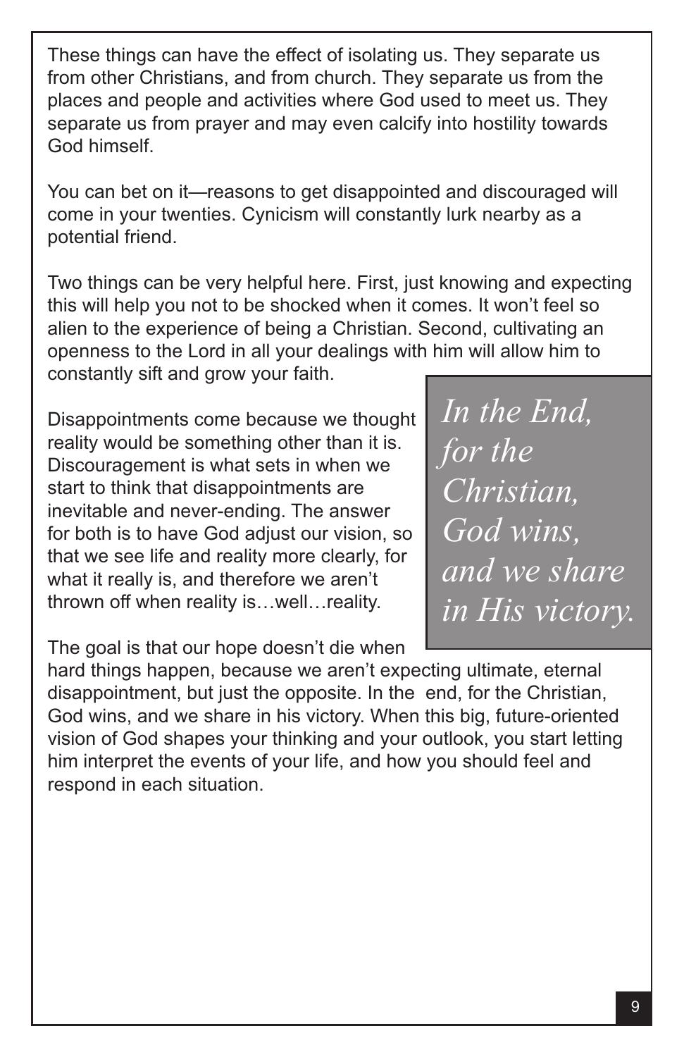These things can have the effect of isolating us. They separate us from other Christians, and from church. They separate us from the places and people and activities where God used to meet us. They separate us from prayer and may even calcify into hostility towards God himself.

You can bet on it—reasons to get disappointed and discouraged will come in your twenties. Cynicism will constantly lurk nearby as a potential friend.

Two things can be very helpful here. First, just knowing and expecting this will help you not to be shocked when it comes. It won't feel so alien to the experience of being a Christian. Second, cultivating an openness to the Lord in all your dealings with him will allow him to constantly sift and grow your faith.

Disappointments come because we thought reality would be something other than it is. Discouragement is what sets in when we start to think that disappointments are inevitable and never-ending. The answer for both is to have God adjust our vision, so that we see life and reality more clearly, for what it really is, and therefore we aren't thrown off when reality is…well…reality.

> *In the End, for the Christian, God wins, and we share in His victory.*

The goal is that our hope doesn't die when hard things happen, because we aren't expecting ultimate, eternal disappointment, but just the opposite. In the end, for the Christian, God wins, and we share in his victory. When this big, future-oriented vision of God shapes your thinking and your outlook, you start letting him interpret the events of your life, and how you should feel and respond in each situation.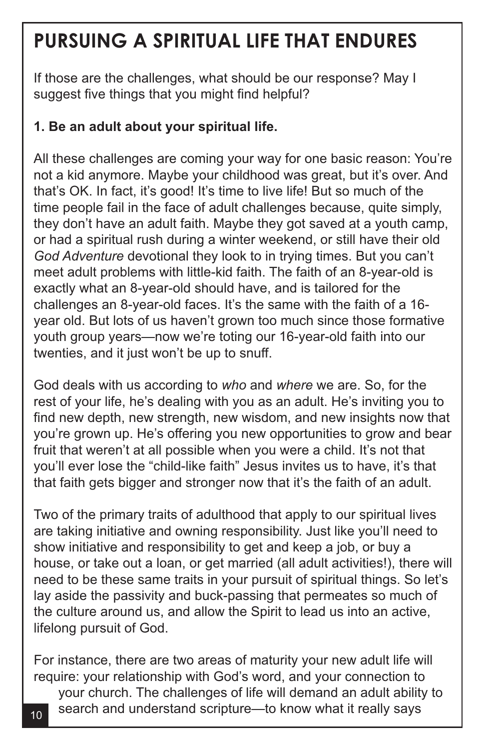# PURSUING A SPIRITUAL LIFE THAT ENDURES

If those are the challenges, what should be our response? May I suggest five things that you might find helpful?

**1. Be an adult about your spiritual life.**

All these challenges are coming your way for one basic reason: You're not a kid anymore. Maybe your childhood was great, but it's over. And that's OK. In fact, it's good! It's time to live life! But so much of the time people fail in the face of adult challenges because, quite simply, they don't have an adult faith. Maybe they got saved at a youth camp, or had a spiritual rush during a winter weekend, or still have their old *God Adventure* devotional they look to in trying times. But you can't meet adult problems with little-kid faith. The faith of an 8-year-old is exactly what an 8-year-old should have, and is tailored for the challenges an 8-year-old faces. It's the same with the faith of a 16-year old. But lots of us haven't grown too much since those formative youth group years—now we're toting our 16-year-old faith into our twenties, and it just won't be up to snuff.

God deals with us according to *who* and *where* we are. So, for the rest of your life, he's dealing with you as an adult. He's inviting you to find new depth, new strength, new wisdom, and new insights now that you're grown up. He's offering you new opportunities to grow and bear fruit that weren't at all possible when you were a child. It's not that you'll ever lose the "child-like faith" Jesus invites us to have, it's that that faith gets bigger and stronger now that it's the faith of an adult.

Two of the primary traits of adulthood that apply to our spiritual lives are taking initiative and owning responsibility. Just like you'll need to show initiative and responsibility to get and keep a job, or buy a house, or take out a loan, or get married (all adult activities!), there will need to be these same traits in your pursuit of spiritual things. So let's lay aside the passivity and buck-passing that permeates so much of the culture around us, and allow the Spirit to lead us into an active, lifelong pursuit of God.

For instance, there are two areas of maturity your new adult life will require: your relationship with God's word, and your connection to your church. The challenges of life will demand an adult ability to search and understand scripture—to know what it really says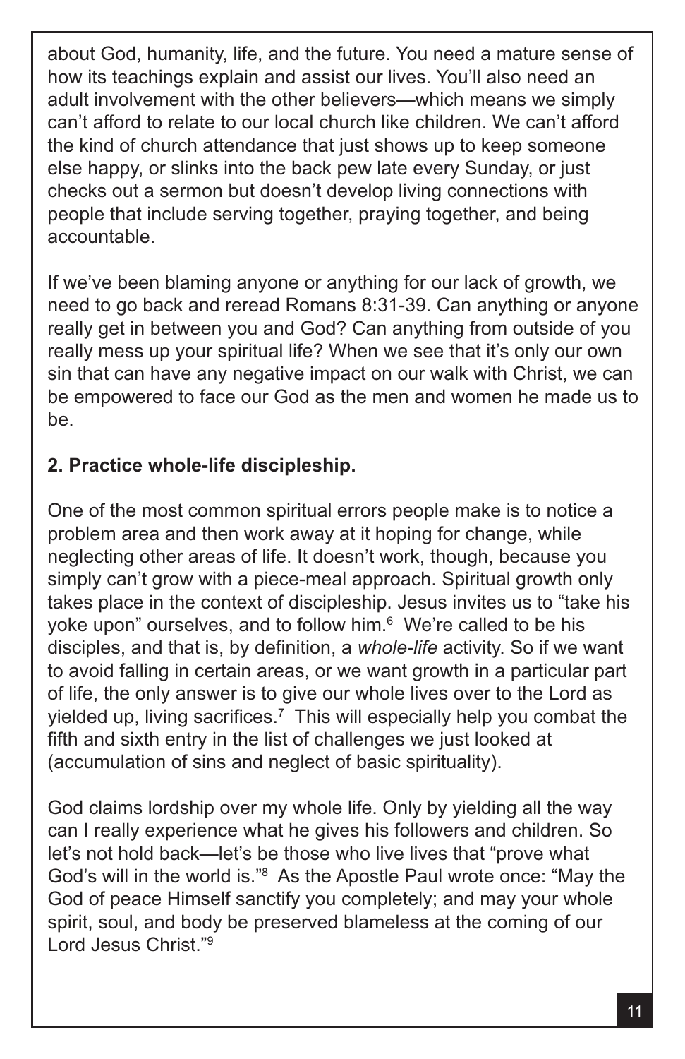about God, humanity, life, and the future. You need a mature sense of how its teachings explain and assist our lives. You'll also need an adult involvement with the other believers—which means we simply can't afford to relate to our local church like children. We can't afford the kind of church attendance that just shows up to keep someone else happy, or slinks into the back pew late every Sunday, or just checks out a sermon but doesn't develop living connections with people that include serving together, praying together, and being accountable.

If we've been blaming anyone or anything for our lack of growth, we need to go back and reread Romans 8:31-39. Can anything or anyone really get in between you and God? Can anything from outside of you really mess up your spiritual life? When we see that it's only our own sin that can have any negative impact on our walk with Christ, we can be empowered to face our God as the men and women he made us to be.

**2. Practice whole-life discipleship.**

One of the most common spiritual errors people make is to notice a problem area and then work away at it hoping for change, while neglecting other areas of life. It doesn't work, though, because you simply can't grow with a piece-meal approach. Spiritual growth only takes place in the context of discipleship. Jesus invites us to "take his yoke upon" ourselves, and to follow him.[6] We're called to be his disciples, and that is, by definition, a *whole-life* activity. So if we want to avoid falling in certain areas, or we want growth in a particular part of life, the only answer is to give our whole lives over to the Lord as yielded up, living sacrifices.[7] This will especially help you combat the fifth and sixth entry in the list of challenges we just looked at (accumulation of sins and neglect of basic spirituality).

God claims lordship over my whole life. Only by yielding all the way can I really experience what he gives his followers and children. So let's not hold back—let's be those who live lives that "prove what God's will in the world is."[8] As the Apostle Paul wrote once: "May the God of peace Himself sanctify you completely; and may your whole spirit, soul, and body be preserved blameless at the coming of our Lord Jesus Christ."[9]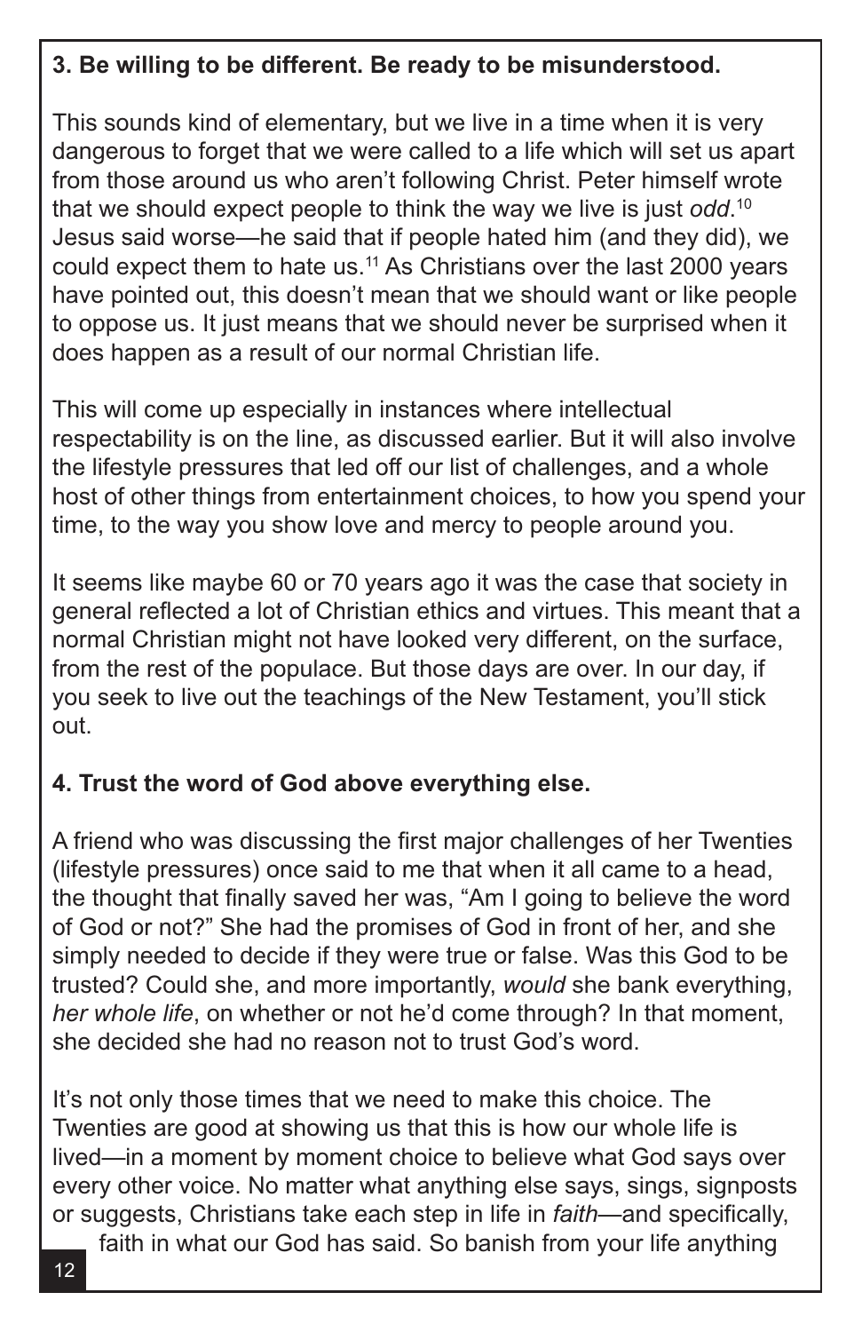**3. Be willing to be different. Be ready to be misunderstood.**

This sounds kind of elementary, but we live in a time when it is very dangerous to forget that we were called to a life which will set us apart from those around us who aren't following Christ. Peter himself wrote that we should expect people to think the way we live is just *odd*.[10] Jesus said worse—he said that if people hated him (and they did), we could expect them to hate us.[11] As Christians over the last 2000 years have pointed out, this doesn't mean that we should want or like people to oppose us. It just means that we should never be surprised when it does happen as a result of our normal Christian life.

This will come up especially in instances where intellectual respectability is on the line, as discussed earlier. But it will also involve the lifestyle pressures that led off our list of challenges, and a whole host of other things from entertainment choices, to how you spend your time, to the way you show love and mercy to people around you.

It seems like maybe 60 or 70 years ago it was the case that society in general reflected a lot of Christian ethics and virtues. This meant that a normal Christian might not have looked very different, on the surface, from the rest of the populace. But those days are over. In our day, if you seek to live out the teachings of the New Testament, you'll stick out.

**4. Trust the word of God above everything else.**

A friend who was discussing the first major challenges of her Twenties (lifestyle pressures) once said to me that when it all came to a head, the thought that finally saved her was, "Am I going to believe the word of God or not?" She had the promises of God in front of her, and she simply needed to decide if they were true or false. Was this God to be trusted? Could she, and more importantly, *would* she bank everything, *her whole life*, on whether or not he'd come through? In that moment, she decided she had no reason not to trust God's word.

It's not only those times that we need to make this choice. The Twenties are good at showing us that this is how our whole life is lived—in a moment by moment choice to believe what God says over every other voice. No matter what anything else says, sings, signposts or suggests, Christians take each step in life in *faith*—and specifically, faith in what our God has said. So banish from your life anything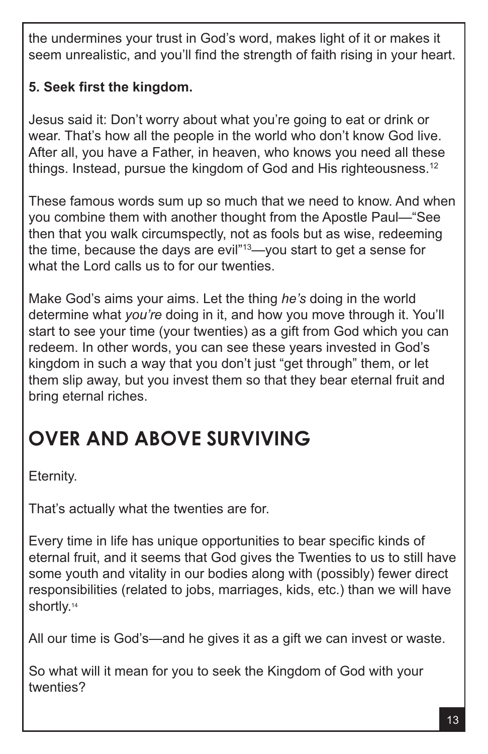the undermines your trust in God's word, makes light of it or makes it seem unrealistic, and you'll find the strength of faith rising in your heart.

**5. Seek first the kingdom.**

Jesus said it: Don't worry about what you're going to eat or drink or wear. That's how all the people in the world who don't know God live. After all, you have a Father, in heaven, who knows you need all these things. Instead, pursue the kingdom of God and His righteousness.[12]

These famous words sum up so much that we need to know. And when you combine them with another thought from the Apostle Paul—"See then that you walk circumspectly, not as fools but as wise, redeeming the time, because the days are evil"[13]—you start to get a sense for what the Lord calls us to for our twenties.

Make God's aims your aims. Let the thing *he's* doing in the world determine what *you're* doing in it, and how you move through it. You'll start to see your time (your twenties) as a gift from God which you can redeem. In other words, you can see these years invested in God's kingdom in such a way that you don't just "get through" them, or let them slip away, but you invest them so that they bear eternal fruit and bring eternal riches.

## OVER AND ABOVE SURVIVING

Eternity.

That's actually what the twenties are for.

Every time in life has unique opportunities to bear specific kinds of eternal fruit, and it seems that God gives the Twenties to us to still have some youth and vitality in our bodies along with (possibly) fewer direct responsibilities (related to jobs, marriages, kids, etc.) than we will have shortly.[14]

All our time is God's—and he gives it as a gift we can invest or waste.

So what will it mean for you to seek the Kingdom of God with your twenties?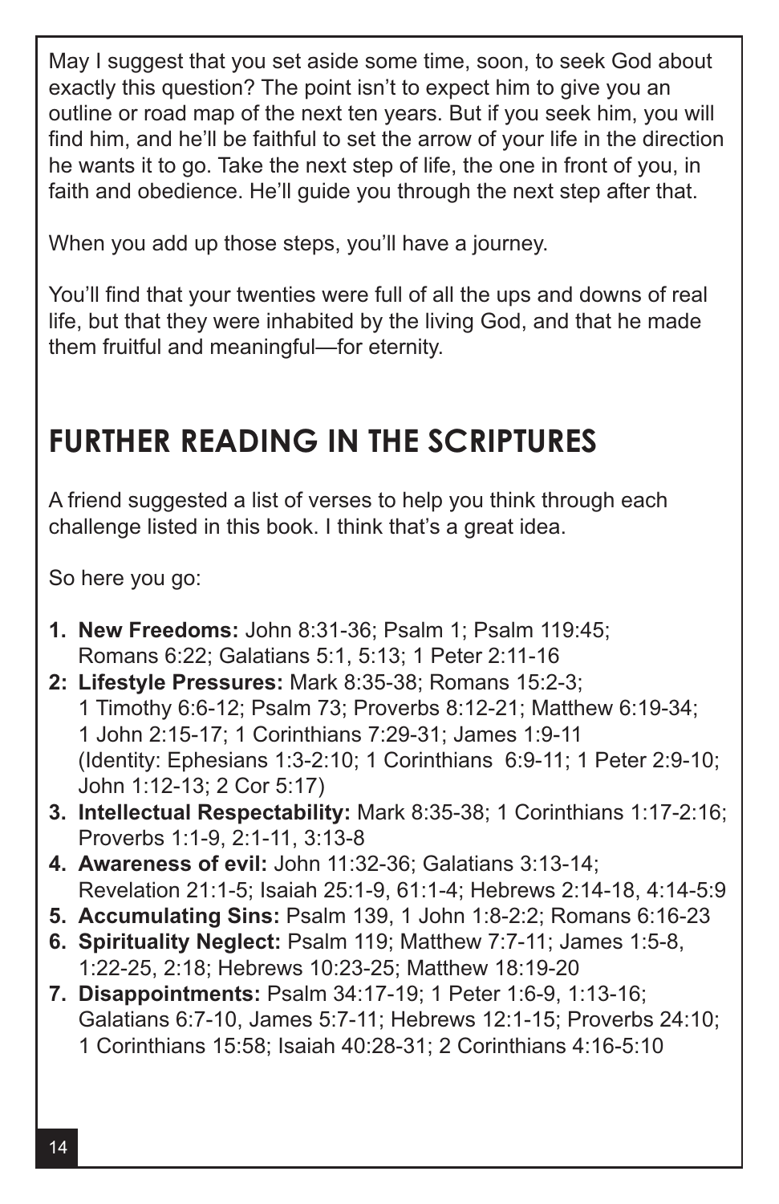May I suggest that you set aside some time, soon, to seek God about exactly this question? The point isn't to expect him to give you an outline or road map of the next ten years. But if you seek him, you will find him, and he'll be faithful to set the arrow of your life in the direction he wants it to go. Take the next step of life, the one in front of you, in faith and obedience. He'll guide you through the next step after that.

When you add up those steps, you'll have a journey.

You'll find that your twenties were full of all the ups and downs of real life, but that they were inhabited by the living God, and that he made them fruitful and meaningful—for eternity.

## FURTHER READING IN THE SCRIPTURES

A friend suggested a list of verses to help you think through each challenge listed in this book. I think that's a great idea.

So here you go:

1. **New Freedoms:** John 8:31-36; Psalm 1; Psalm 119:45; Romans 6:22; Galatians 5:1, 5:13; 1 Peter 2:11-16
2. **Lifestyle Pressures:** Mark 8:35-38; Romans 15:2-3; 1 Timothy 6:6-12; Psalm 73; Proverbs 8:12-21; Matthew 6:19-34; 1 John 2:15-17; 1 Corinthians 7:29-31; James 1:9-11 (Identity: Ephesians 1:3-2:10; 1 Corinthians 6:9-11; 1 Peter 2:9-10; John 1:12-13; 2 Cor 5:17)
3. **Intellectual Respectability:** Mark 8:35-38; 1 Corinthians 1:17-2:16; Proverbs 1:1-9, 2:1-11, 3:13-8
4. **Awareness of evil:** John 11:32-36; Galatians 3:13-14; Revelation 21:1-5; Isaiah 25:1-9, 61:1-4; Hebrews 2:14-18, 4:14-5:9
5. **Accumulating Sins:** Psalm 139, 1 John 1:8-2:2; Romans 6:16-23
6. **Spirituality Neglect:** Psalm 119; Matthew 7:7-11; James 1:5-8, 1:22-25, 2:18; Hebrews 10:23-25; Matthew 18:19-20
7. **Disappointments:** Psalm 34:17-19; 1 Peter 1:6-9, 1:13-16; Galatians 6:7-10, James 5:7-11; Hebrews 12:1-15; Proverbs 24:10; 1 Corinthians 15:58; Isaiah 40:28-31; 2 Corinthians 4:16-5:10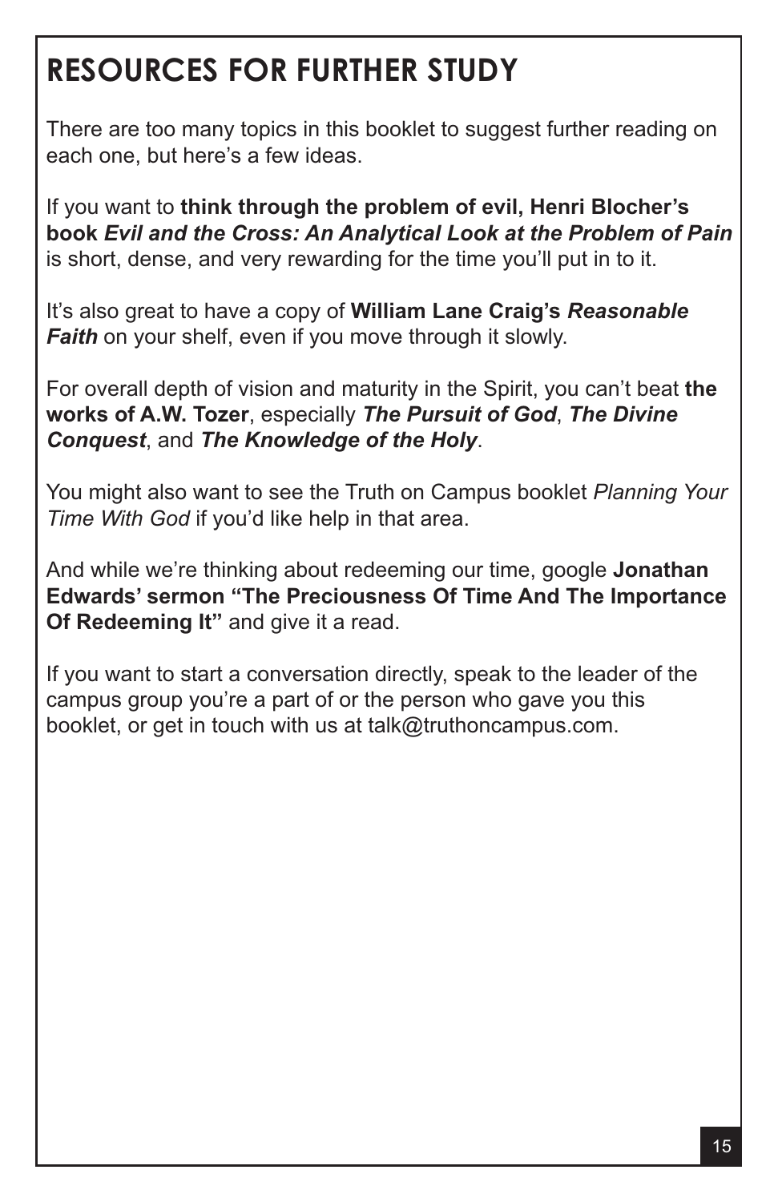# RESOURCES FOR FURTHER STUDY

There are too many topics in this booklet to suggest further reading on each one, but here's a few ideas.

If you want to **think through the problem of evil, Henri Blocher's book *Evil and the Cross: An Analytical Look at the Problem of Pain*** is short, dense, and very rewarding for the time you'll put in to it.

It's also great to have a copy of **William Lane Craig's *Reasonable Faith*** on your shelf, even if you move through it slowly.

For overall depth of vision and maturity in the Spirit, you can't beat **the works of A.W. Tozer**, especially ***The Pursuit of God***, ***The Divine Conquest***, and ***The Knowledge of the Holy***.

You might also want to see the Truth on Campus booklet *Planning Your Time With God* if you'd like help in that area.

And while we're thinking about redeeming our time, google **Jonathan Edwards' sermon "The Preciousness Of Time And The Importance Of Redeeming It"** and give it a read.

If you want to start a conversation directly, speak to the leader of the campus group you're a part of or the person who gave you this booklet, or get in touch with us at talk@truthoncampus.com.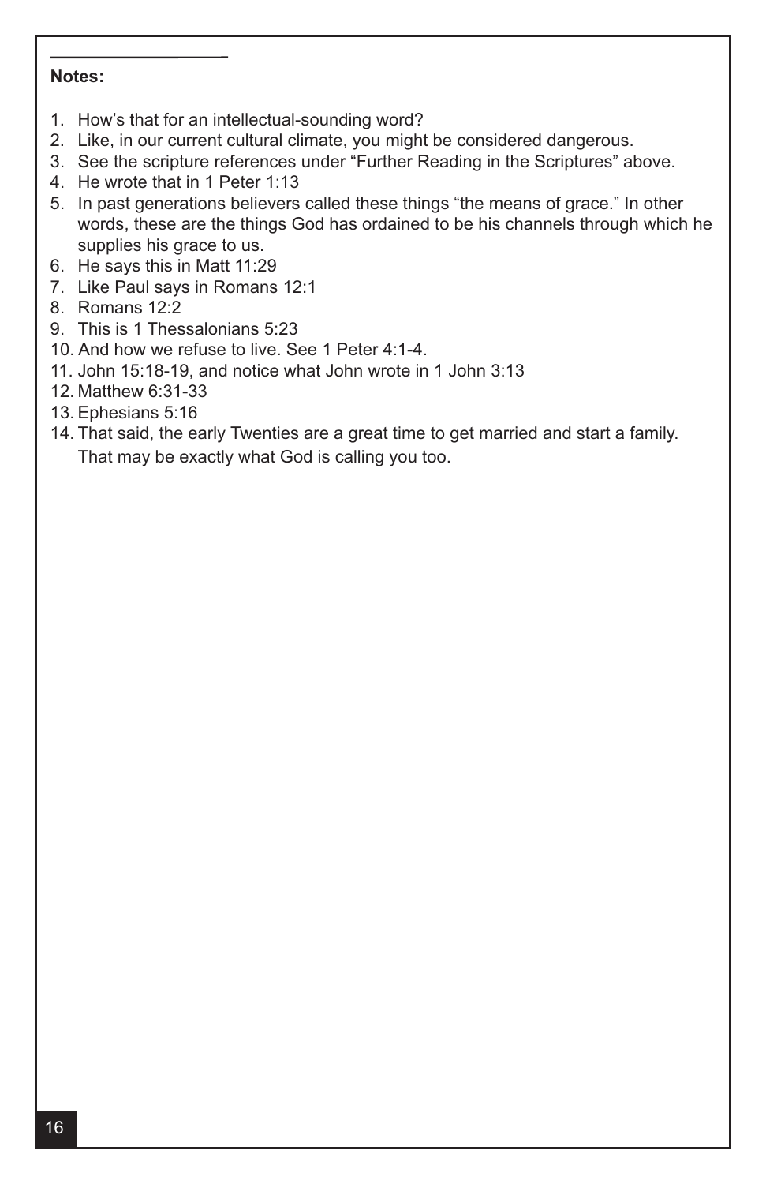**Notes:**

1. How's that for an intellectual-sounding word?
2. Like, in our current cultural climate, you might be considered dangerous.
3. See the scripture references under "Further Reading in the Scriptures" above.
4. He wrote that in 1 Peter 1:13
5. In past generations believers called these things "the means of grace." In other words, these are the things God has ordained to be his channels through which he supplies his grace to us.
6. He says this in Matt 11:29
7. Like Paul says in Romans 12:1
8. Romans 12:2
9. This is 1 Thessalonians 5:23
10. And how we refuse to live. See 1 Peter 4:1-4.
11. John 15:18-19, and notice what John wrote in 1 John 3:13
12. Matthew 6:31-33
13. Ephesians 5:16
14. That said, the early Twenties are a great time to get married and start a family. That may be exactly what God is calling you too.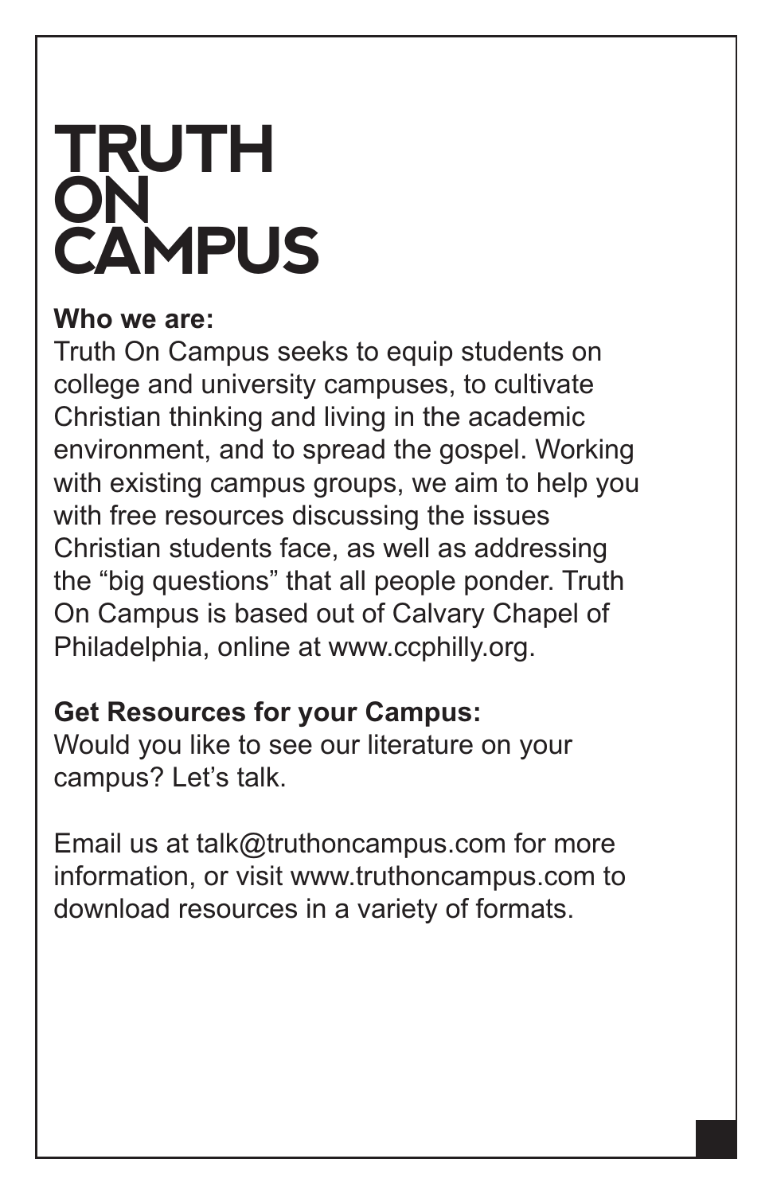# TRUTH ON CAMPUS

**Who we are:**
Truth On Campus seeks to equip students on college and university campuses, to cultivate Christian thinking and living in the academic environment, and to spread the gospel. Working with existing campus groups, we aim to help you with free resources discussing the issues Christian students face, as well as addressing the "big questions" that all people ponder. Truth On Campus is based out of Calvary Chapel of Philadelphia, online at www.ccphilly.org.

**Get Resources for your Campus:**
Would you like to see our literature on your campus? Let's talk.

Email us at talk@truthoncampus.com for more information, or visit www.truthoncampus.com to download resources in a variety of formats.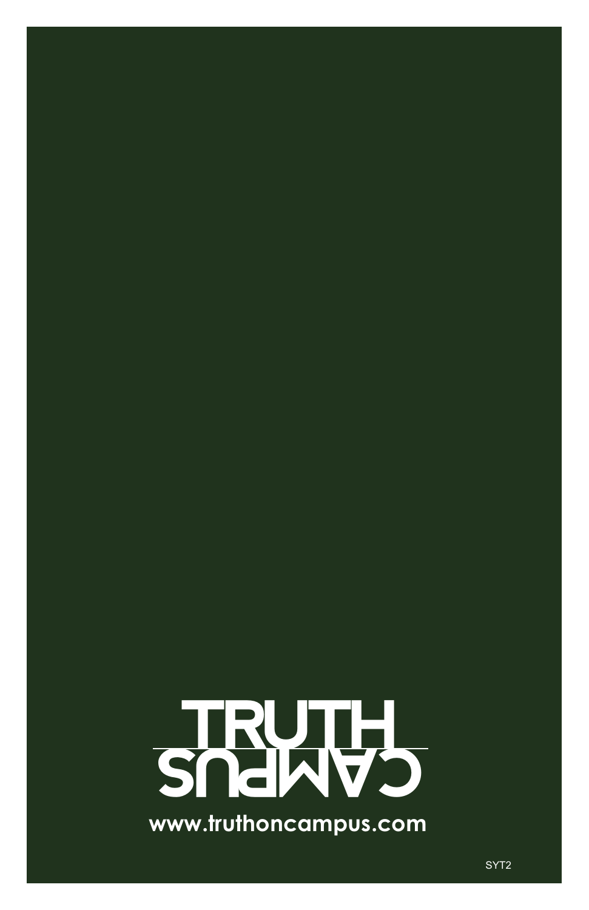TRUTH
CAMPUS

**www.truthoncampus.com**

SYT2